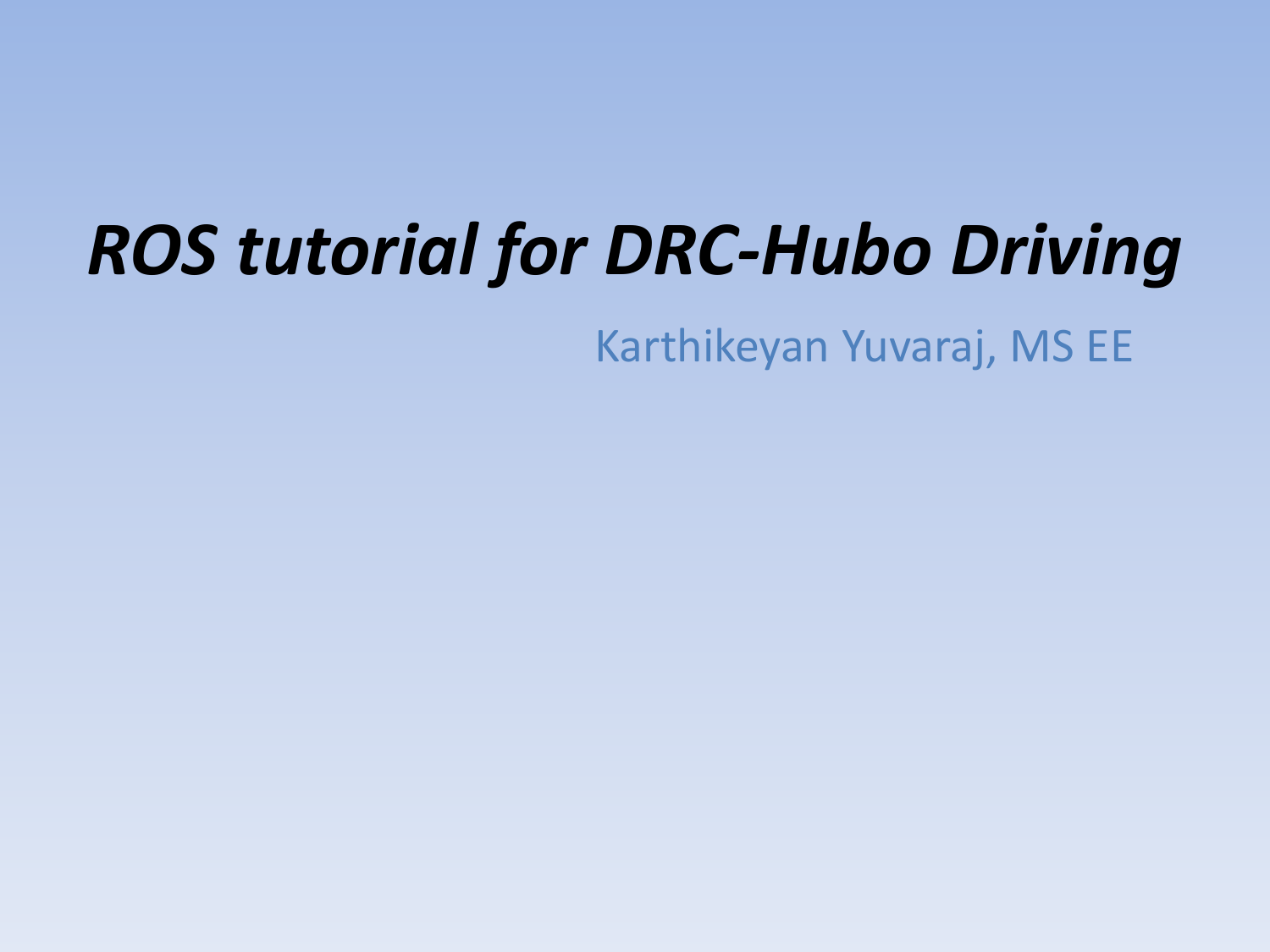# *ROS tutorial for DRC-Hubo Driving*

Karthikeyan Yuvaraj, MS EE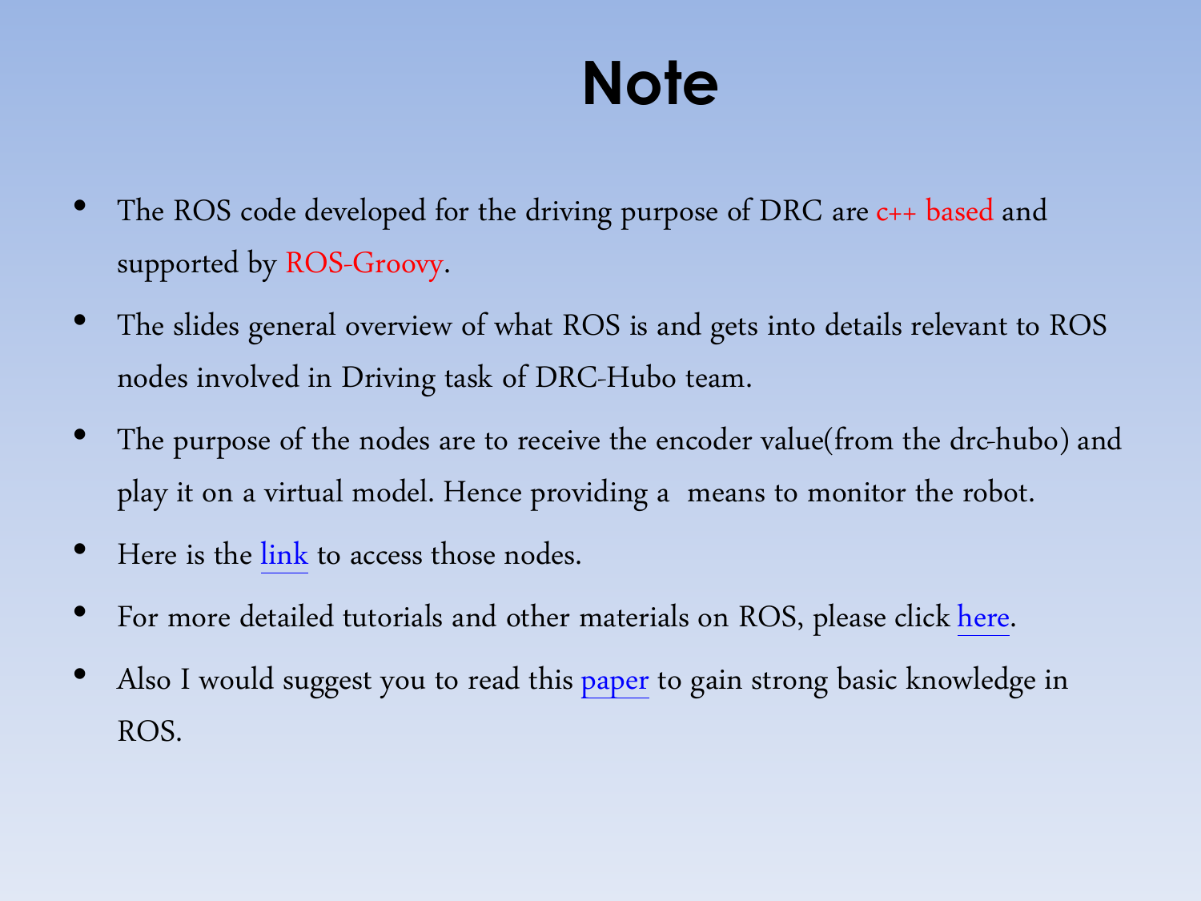# Note

- The ROS code developed for the driving purpose of DRC are c++ based and supported by ROS-Groovy.
- The slides general overview of what ROS is and gets into details relevant to ROS nodes involved in Driving task of DRC-Hubo team.
- The purpose of the nodes are to receive the encoder value(from the drc-hubo) and play it on a virtual model. Hence providing a means to monitor the robot.
- Here is the link to access those nodes.
- For more detailed tutorials and other materials on ROS, please click here.
- Also I would suggest you to read this paper to gain strong basic knowledge in ROS.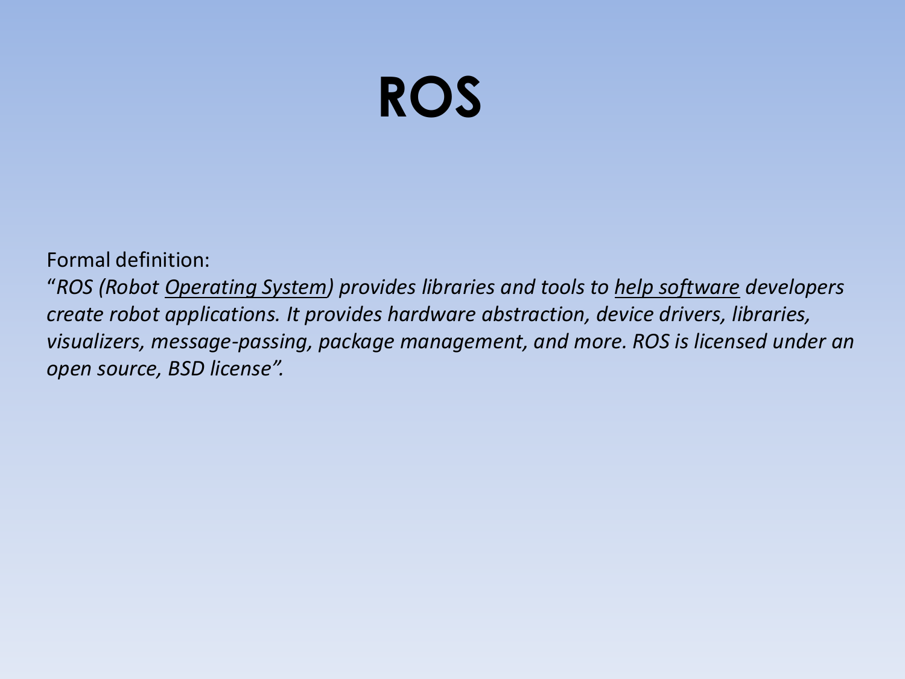# ROS

Formal definition:

"*ROS (Robot Operating System) provides libraries and tools to help software developers create robot applications. It provides hardware abstraction, device drivers, libraries, visualizers, message-passing, package management, and more. ROS is licensed under an open source, BSD license".*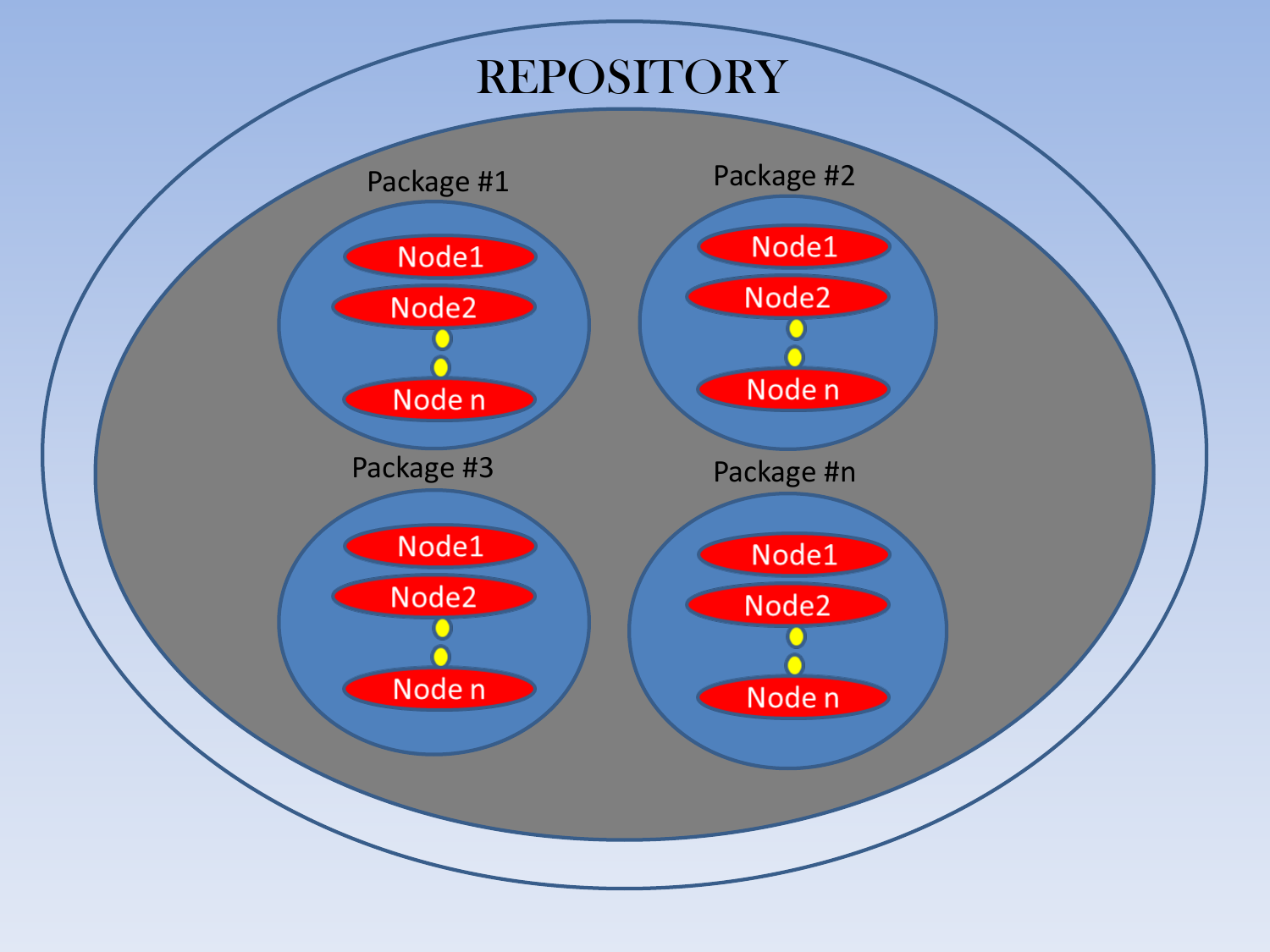# REPOSITORY

Package #1

Node1

Node2

Node n

Package #2

Node1

Node2

Node n

Package #3

Node1

Node2

Node n

Package #n

Node1

Node2

Node n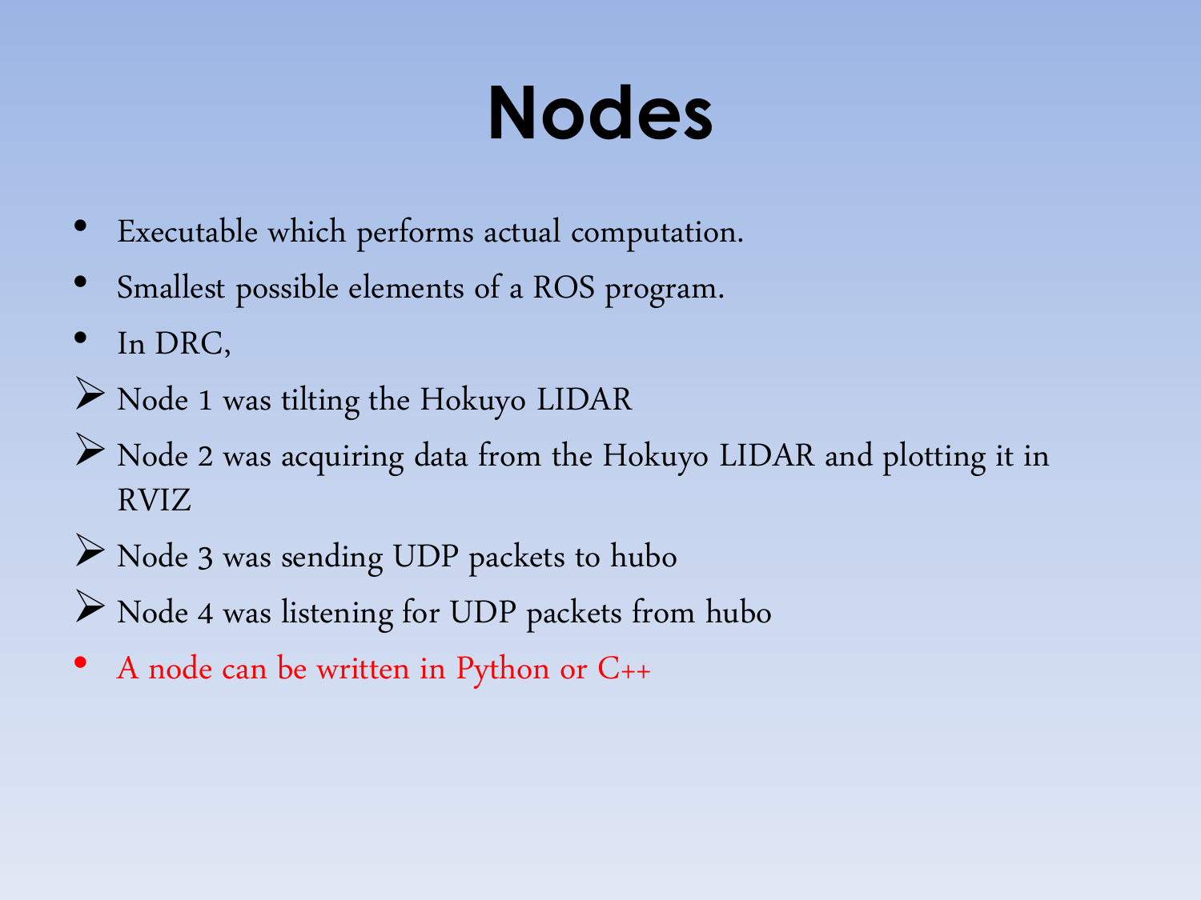# Nodes

- Executable which performs actual computation.
- Smallest possible elements of a ROS program.
- In DRC,
  - Node 1 was tilting the Hokuyo LIDAR
  - Node 2 was acquiring data from the Hokuyo LIDAR and plotting it in RVIZ
  - Node 3 was sending UDP packets to hubo
  - Node 4 was listening for UDP packets from hubo
- A node can be written in Python or C++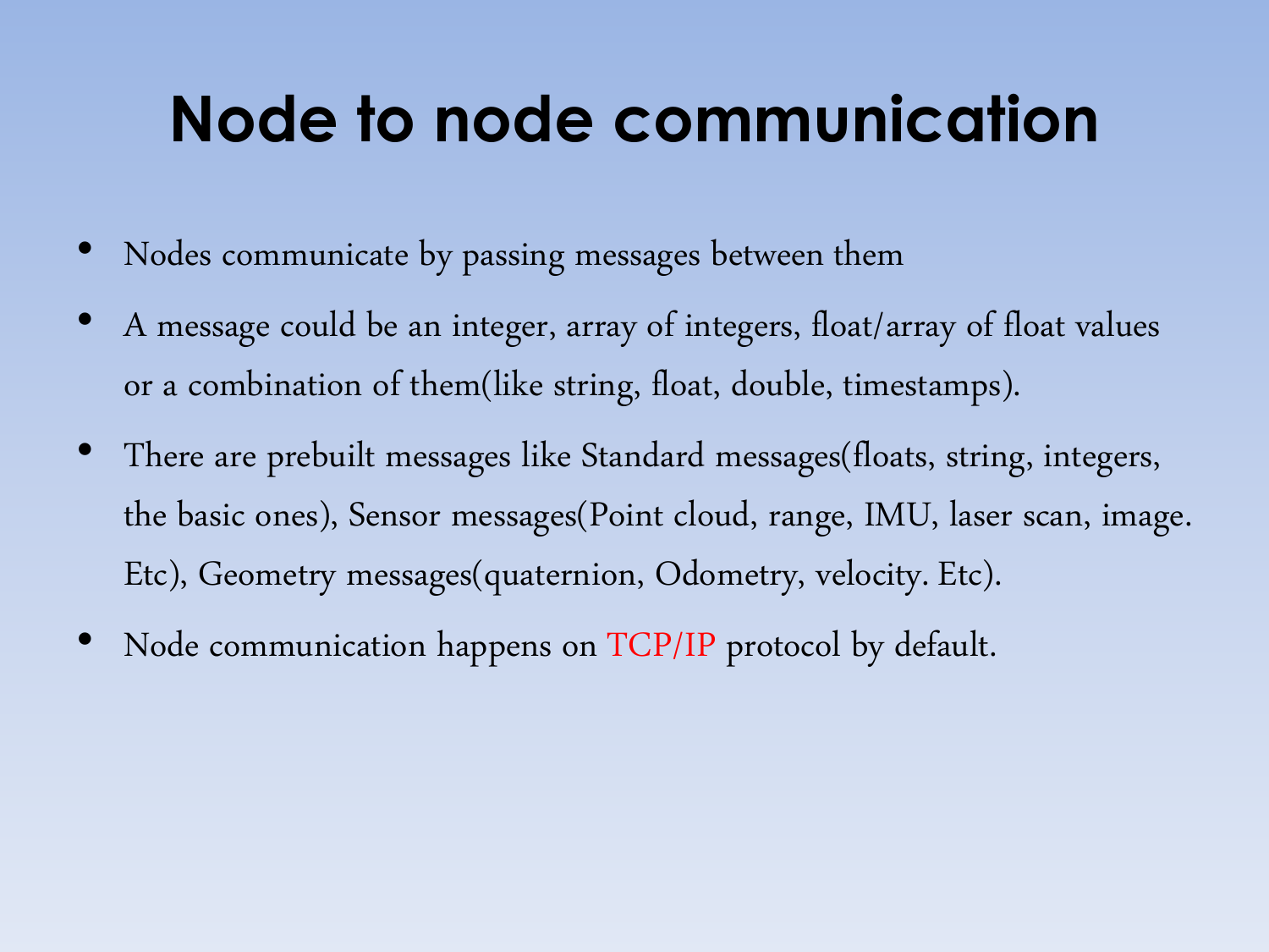# Node to node communication

- Nodes communicate by passing messages between them
- A message could be an integer, array of integers, float/array of float values or a combination of them(like string, float, double, timestamps).
- There are prebuilt messages like Standard messages(floats, string, integers, the basic ones), Sensor messages(Point cloud, range, IMU, laser scan, image. Etc), Geometry messages(quaternion, Odometry, velocity. Etc).
- Node communication happens on TCP/IP protocol by default.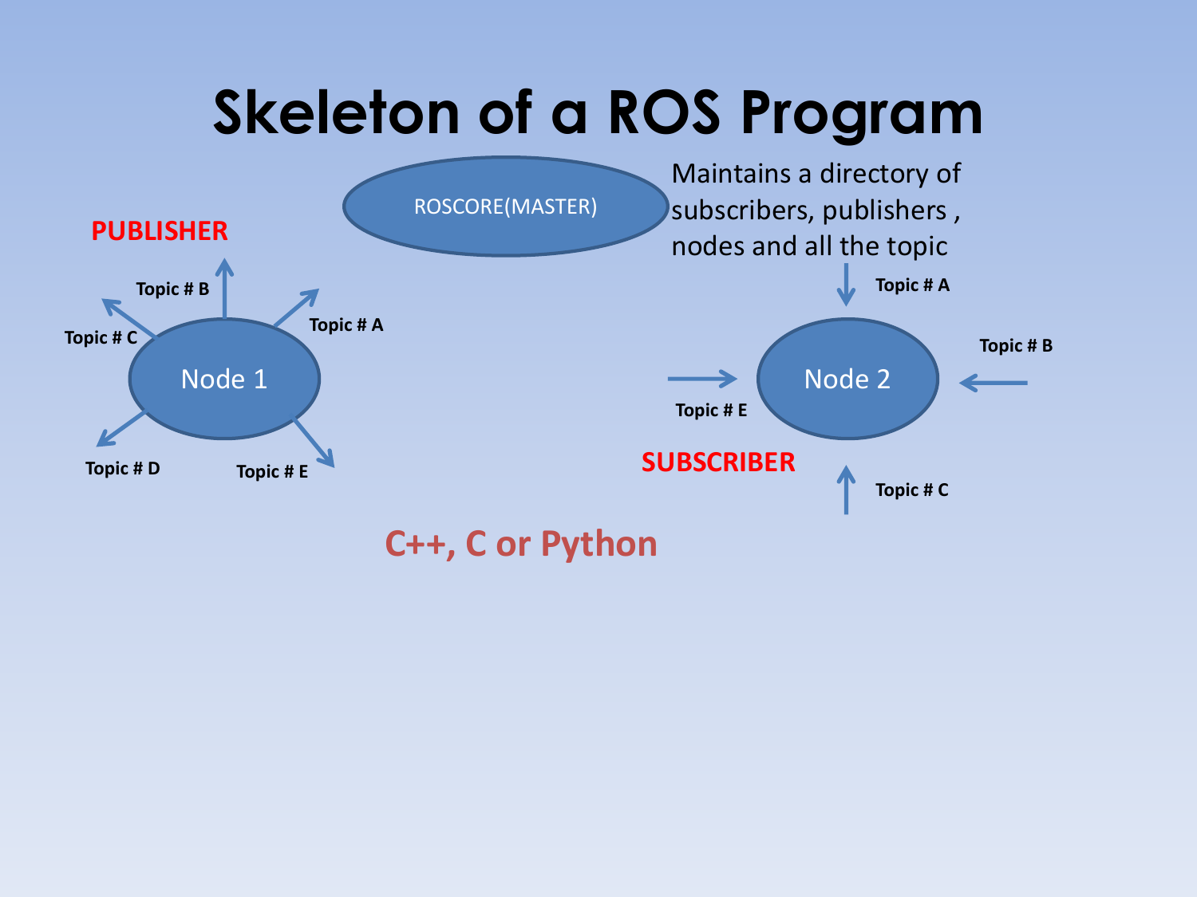# Skeleton of a ROS Program

ROSCORE(MASTER)

Maintains a directory of subscribers, publishers , nodes and all the topic

**PUBLISHER**

Node 1

Topic # B

Topic # C

Topic # A

Topic # D

Topic # E

**SUBSCRIBER**

Node 2

Topic # A

Topic # B

Topic # E

Topic # C

**C++, C or Python**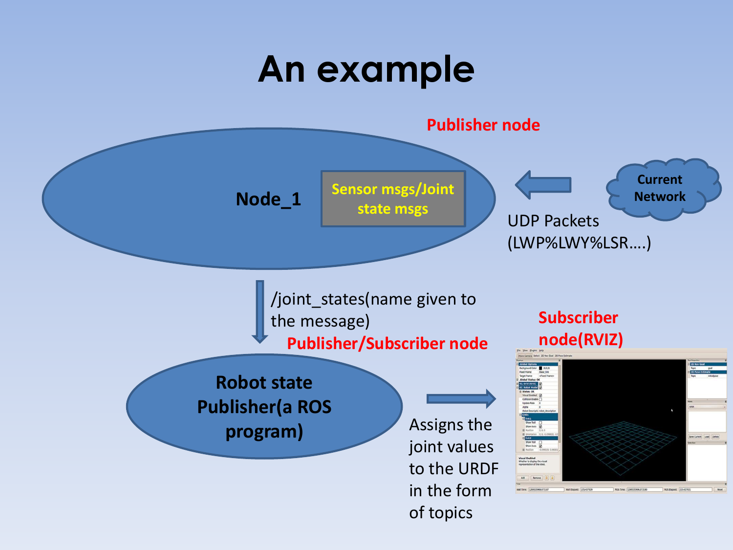# An example

Publisher node

Node_1

Sensor msgs/Joint state msgs

Current Network

UDP Packets (LWP%LWY%LSR….)

/joint_states(name given to the message)

Publisher/Subscriber node

Robot state Publisher(a ROS program)

Subscriber node(RVIZ)

Assigns the joint values to the URDF in the form of topics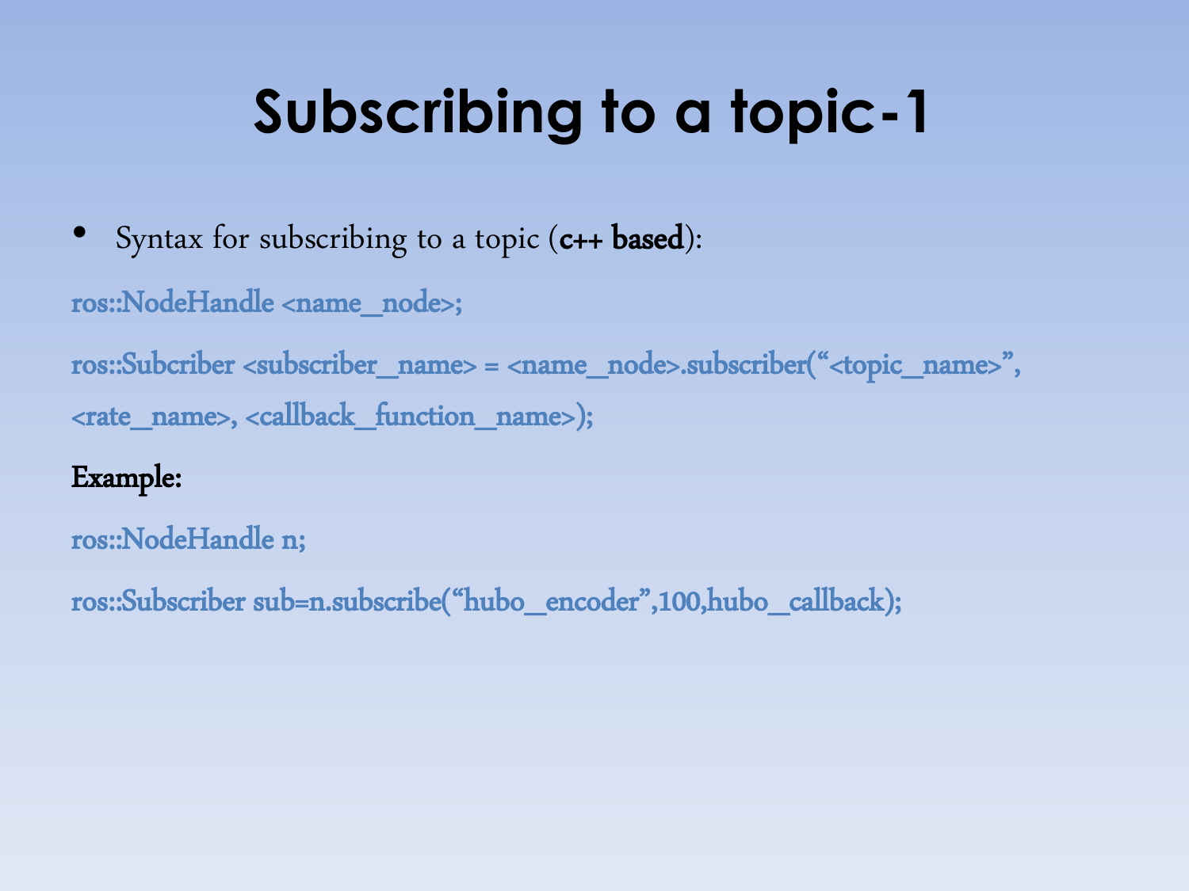# Subscribing to a topic-1

- Syntax for subscribing to a topic (**c++ based**):

```
ros::NodeHandle <name_node>;

ros::Subcriber <subscriber_name> = <name_node>.subscriber("<topic_name>",
<rate_name>, <callback_function_name>);
```

**Example:**

```
ros::NodeHandle n;

ros::Subscriber sub=n.subscribe("hubo_encoder",100,hubo_callback);
```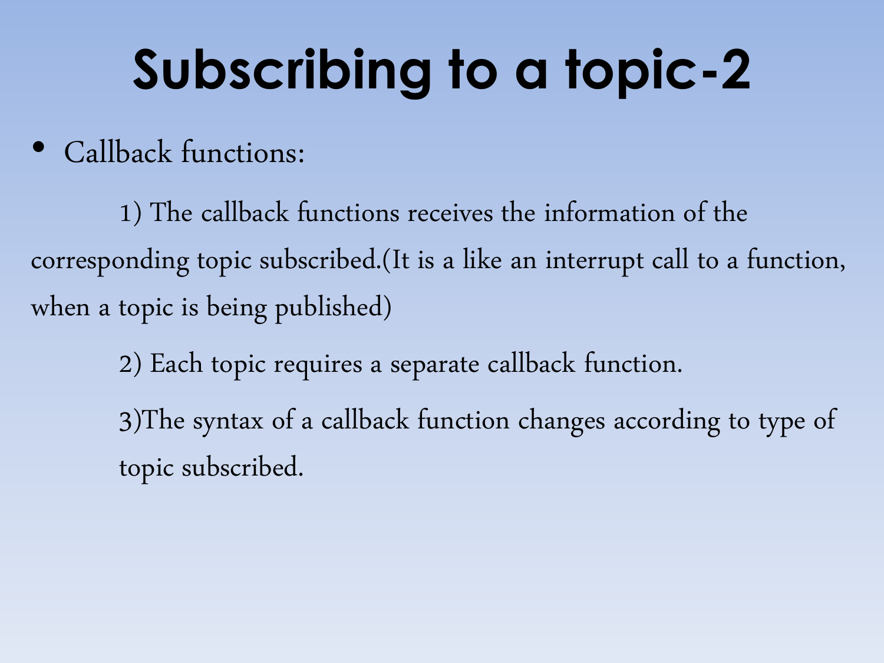# Subscribing to a topic-2

- Callback functions:

  1) The callback functions receives the information of the corresponding topic subscribed.(It is a like an interrupt call to a function, when a topic is being published)

  2) Each topic requires a separate callback function.

  3)The syntax of a callback function changes according to type of topic subscribed.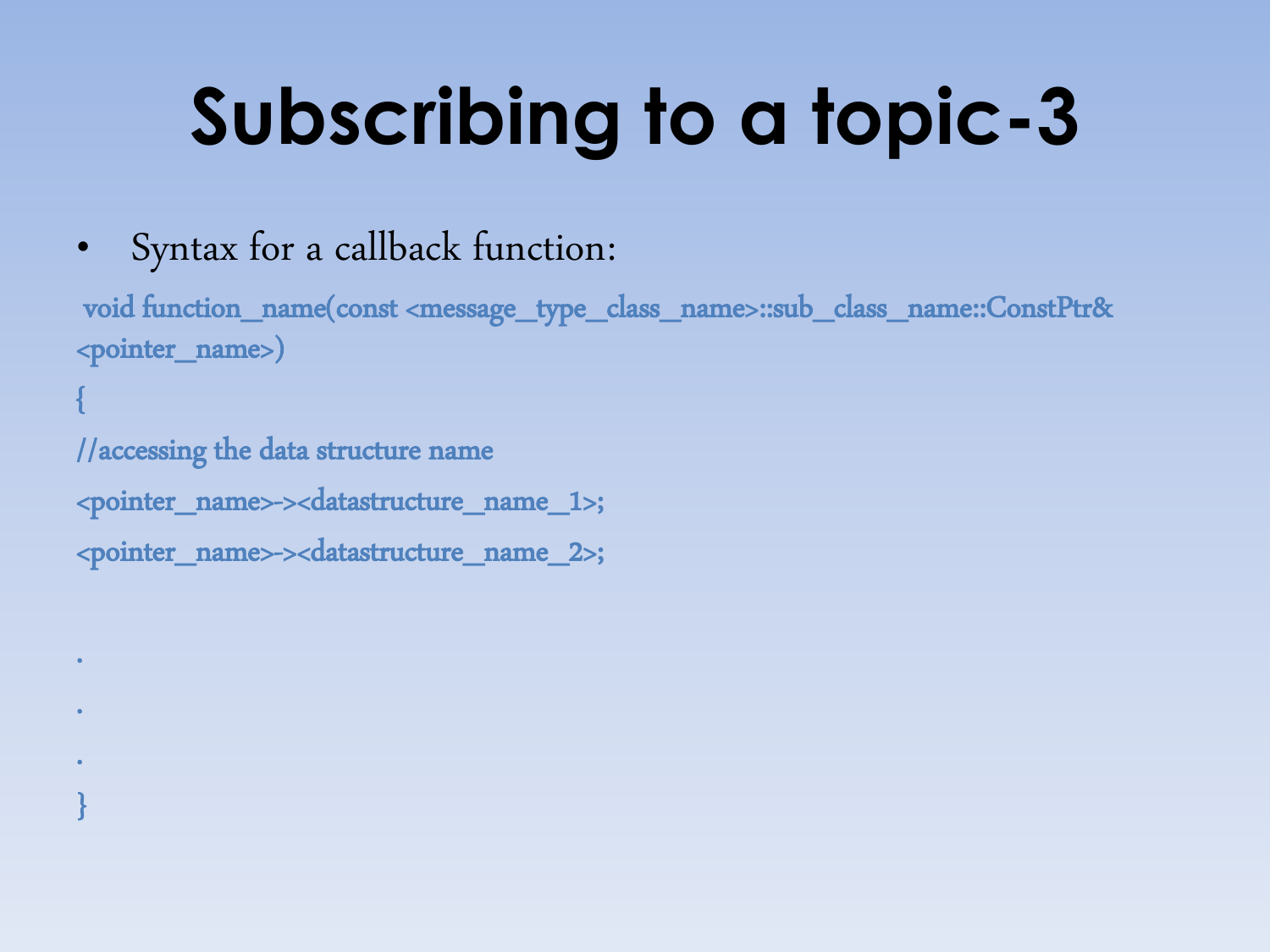# Subscribing to a topic-3

- Syntax for a callback function:

```
void function_name(const <message_type_class_name>::sub_class_name::ConstPtr& <pointer_name>)
{
//accessing the data structure name
<pointer_name>-><datastructure_name_1>;
<pointer_name>-><datastructure_name_2>;

.
.
.
}
```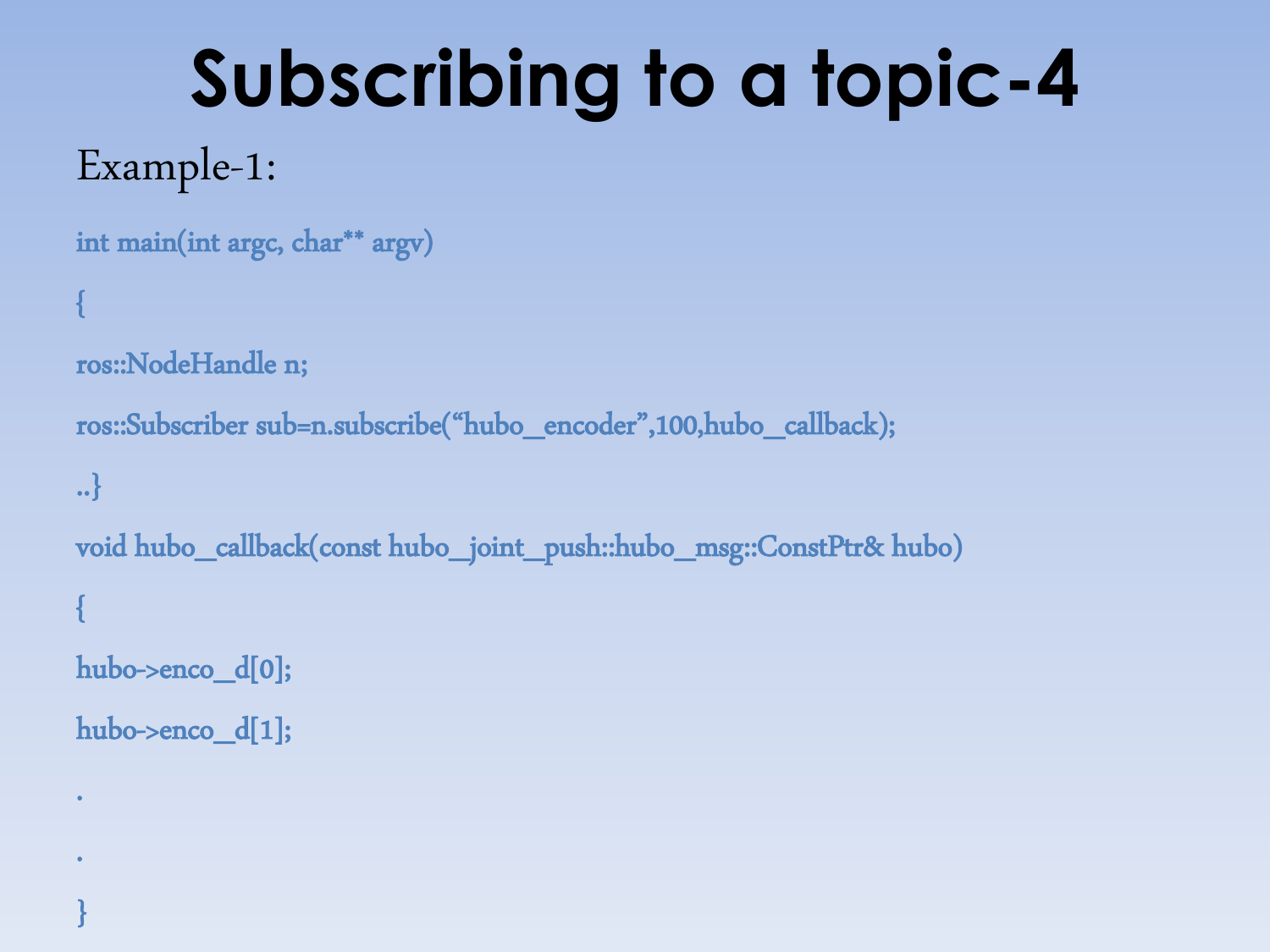# Subscribing to a topic-4

Example-1:

```
int main(int argc, char** argv)
{
ros::NodeHandle n;
ros::Subscriber sub=n.subscribe("hubo_encoder",100,hubo_callback);
..}
void hubo_callback(const hubo_joint_push::hubo_msg::ConstPtr& hubo)
{
hubo->enco_d[0];
hubo->enco_d[1];
.
.
}
```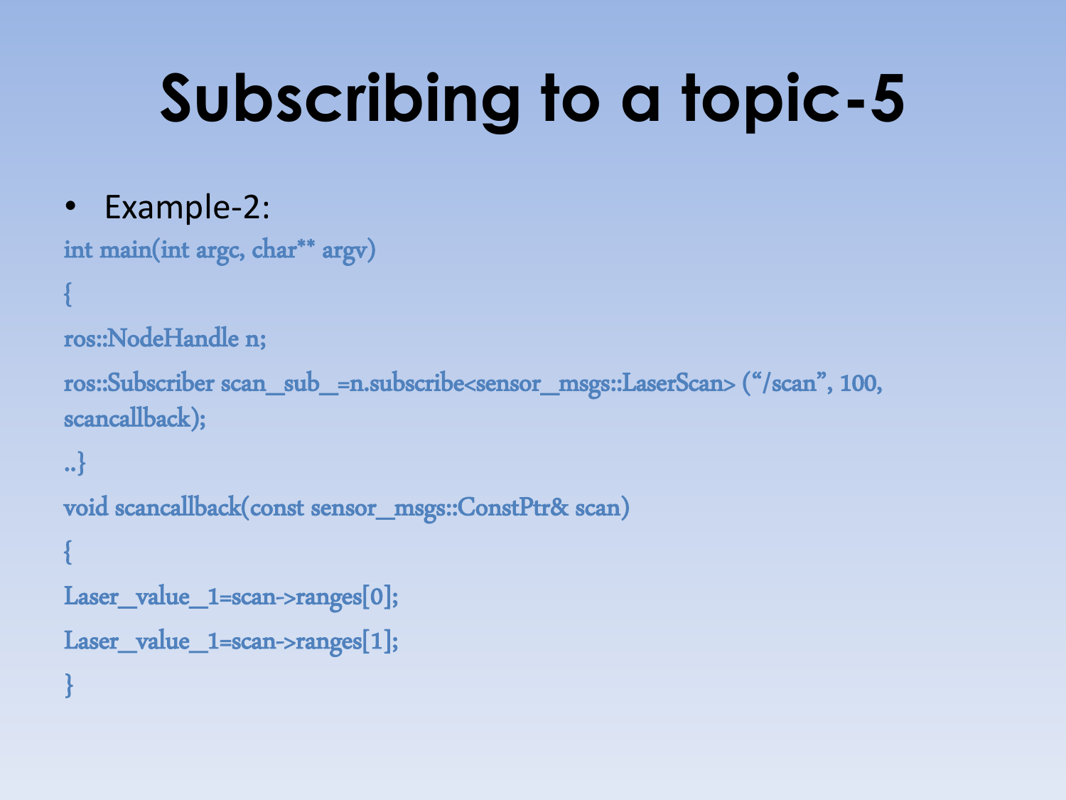# Subscribing to a topic-5

- Example-2:

```
int main(int argc, char** argv)
{
ros::NodeHandle n;
ros::Subscriber scan_sub_=n.subscribe<sensor_msgs::LaserScan> ("/scan", 100, scancallback);
..}
void scancallback(const sensor_msgs::ConstPtr& scan)
{
Laser_value_1=scan->ranges[0];
Laser_value_1=scan->ranges[1];
}
```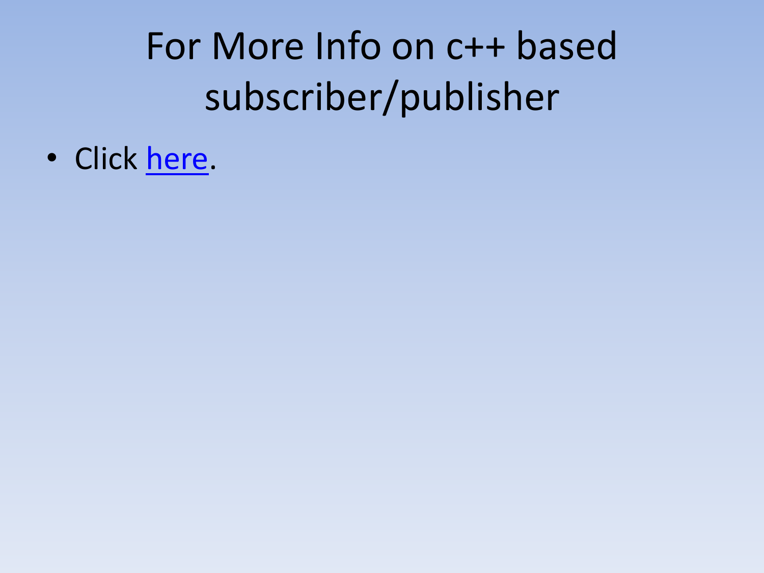# For More Info on c++ based subscriber/publisher

- Click here.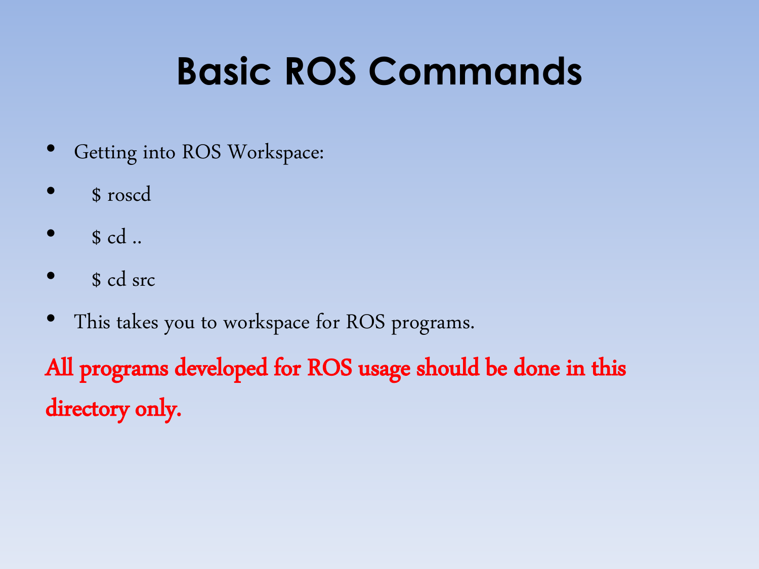# Basic ROS Commands

- Getting into ROS Workspace:
- $ roscd
- $ cd ..
- $ cd src
- This takes you to workspace for ROS programs.

**All programs developed for ROS usage should be done in this directory only.**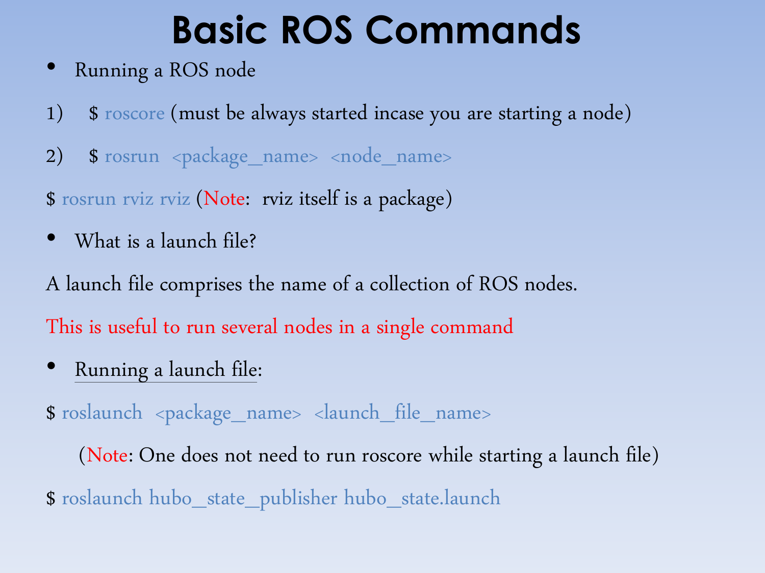# Basic ROS Commands

- Running a ROS node

1) $ roscore (must be always started incase you are starting a node)

2) $ rosrun <package_name> <node_name>

$ rosrun rviz rviz (Note: rviz itself is a package)

- What is a launch file?

A launch file comprises the name of a collection of ROS nodes.

This is useful to run several nodes in a single command

- Running a launch file:

$ roslaunch <package_name> <launch_file_name>

(Note: One does not need to run roscore while starting a launch file)

$ roslaunch hubo_state_publisher hubo_state.launch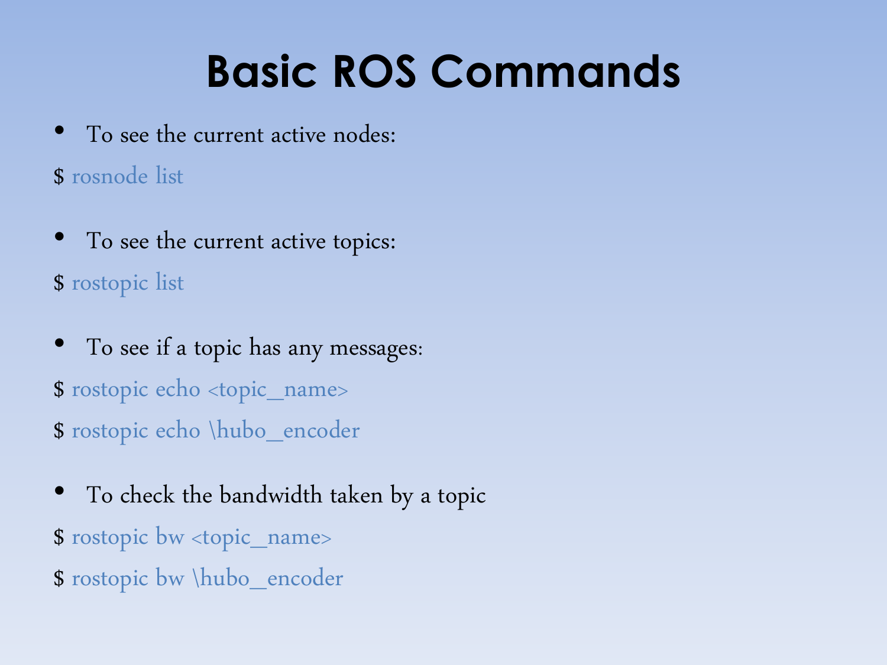# Basic ROS Commands

- To see the current active nodes:

```
$ rosnode list
```

- To see the current active topics:

```
$ rostopic list
```

- To see if a topic has any messages:

```
$ rostopic echo <topic_name>
$ rostopic echo \hubo_encoder
```

- To check the bandwidth taken by a topic

```
$ rostopic bw <topic_name>
$ rostopic bw \hubo_encoder
```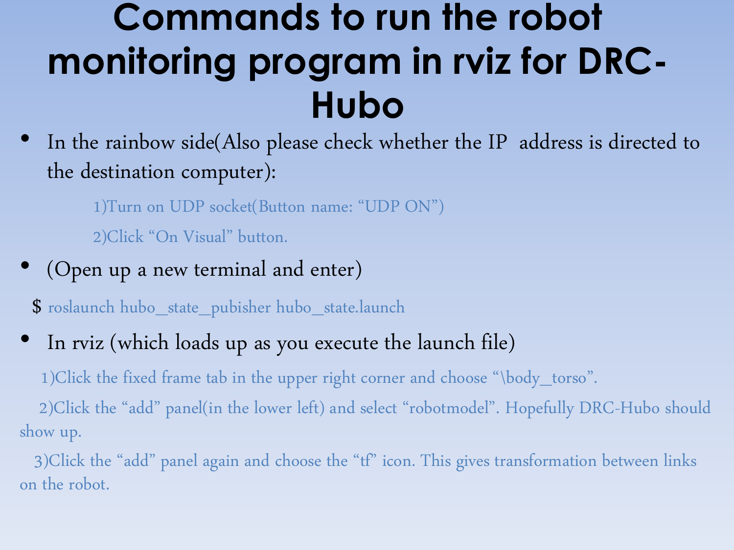# Commands to run the robot monitoring program in rviz for DRC-Hubo

- In the rainbow side(Also please check whether the IP address is directed to the destination computer):

  1)Turn on UDP socket(Button name: "UDP ON")

  2)Click "On Visual" button.

- (Open up a new terminal and enter)

```
$ roslaunch hubo_state_pubisher hubo_state.launch
```

- In rviz (which loads up as you execute the launch file)

  1)Click the fixed frame tab in the upper right corner and choose "\body_torso".

  2)Click the "add" panel(in the lower left) and select "robotmodel". Hopefully DRC-Hubo should show up.

  3)Click the "add" panel again and choose the "tf" icon. This gives transformation between links on the robot.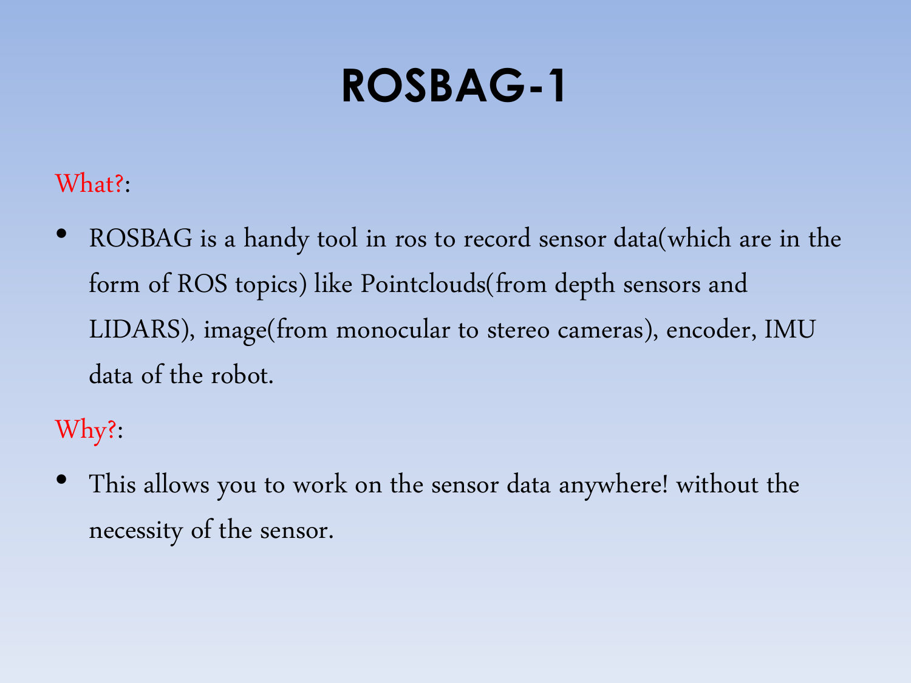# ROSBAG-1

What?:

- ROSBAG is a handy tool in ros to record sensor data(which are in the form of ROS topics) like Pointclouds(from depth sensors and LIDARS), image(from monocular to stereo cameras), encoder, IMU data of the robot.

Why?:

- This allows you to work on the sensor data anywhere! without the necessity of the sensor.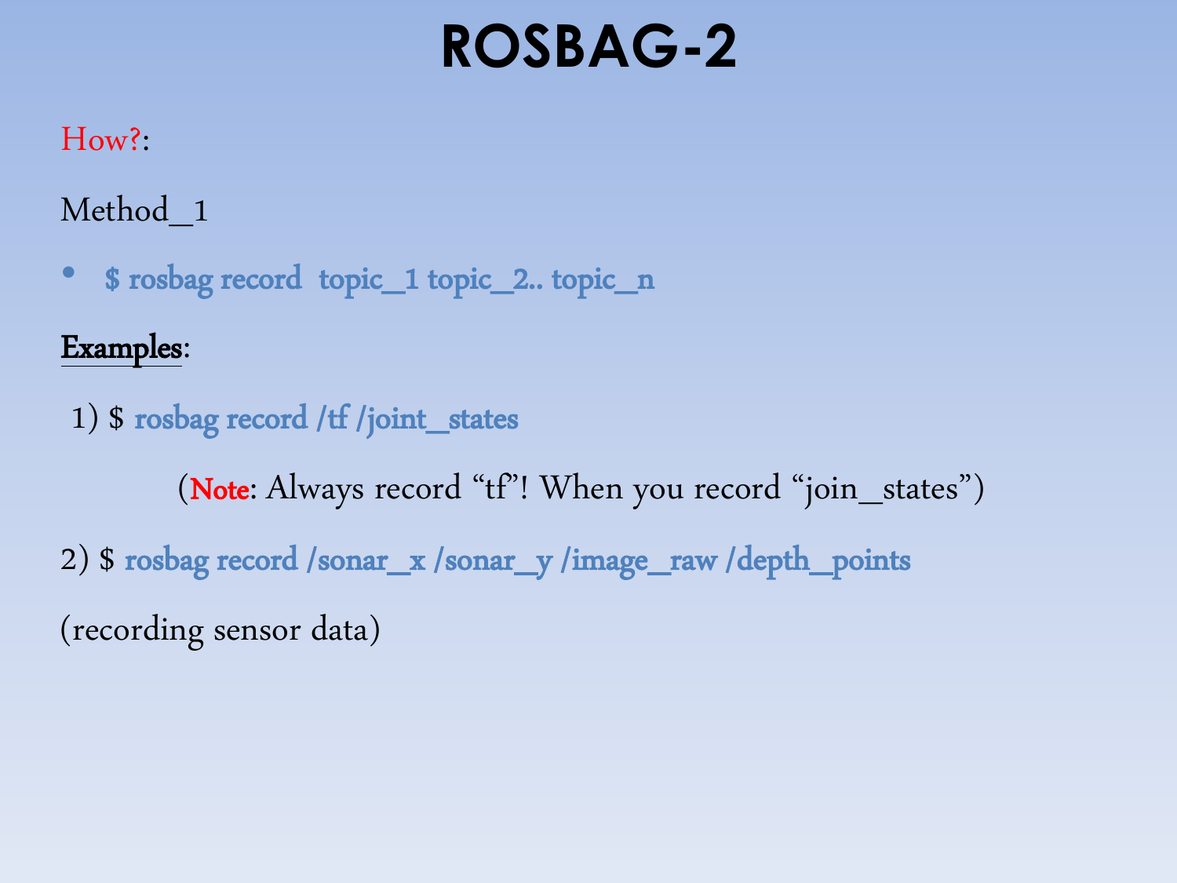# ROSBAG-2

How?:

Method_1

- $ rosbag record  topic_1 topic_2.. topic_n

**Examples**:

1) $ rosbag record /tf /joint_states

   (**Note**: Always record “tf”! When you record “join_states”)

2) $ rosbag record /sonar_x /sonar_y /image_raw /depth_points

(recording sensor data)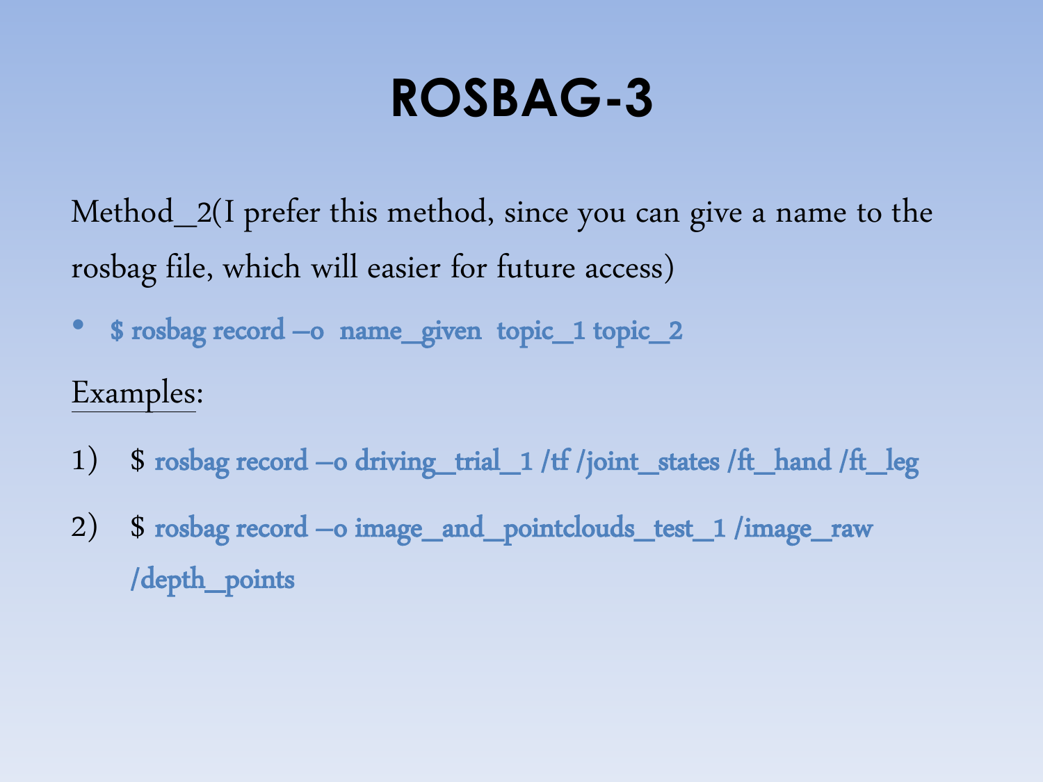# ROSBAG-3

Method_2(I prefer this method, since you can give a name to the rosbag file, which will easier for future access)

- $ rosbag record –o name_given topic_1 topic_2

Examples:

1) $ rosbag record –o driving_trial_1 /tf /joint_states /ft_hand /ft_leg
2) $ rosbag record –o image_and_pointclouds_test_1 /image_raw /depth_points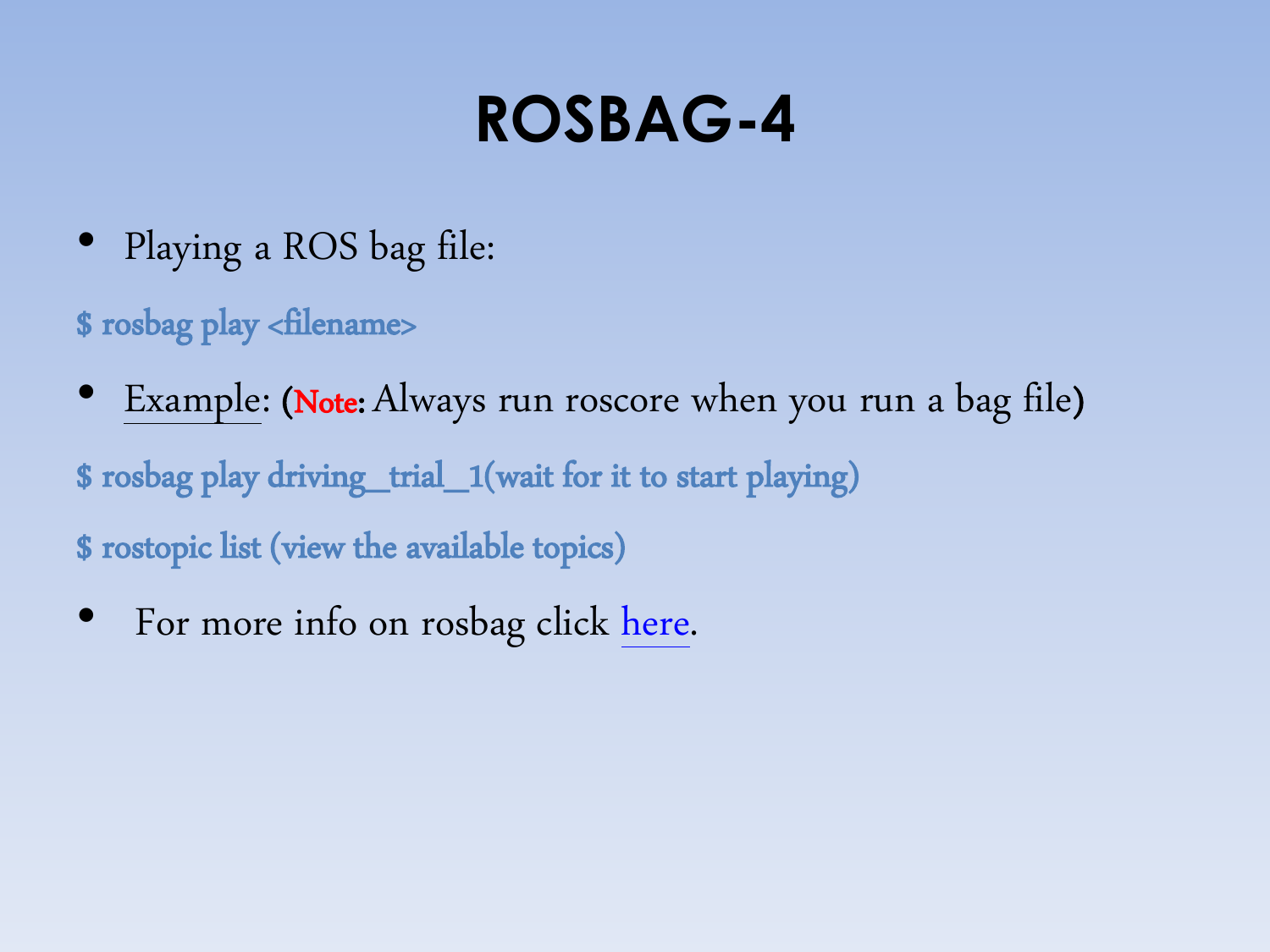# ROSBAG-4

- Playing a ROS bag file:

```
$ rosbag play <filename>
```

- Example: (**Note:** Always run roscore when you run a bag file)

```
$ rosbag play driving_trial_1(wait for it to start playing)
$ rostopic list (view the available topics)
```

- For more info on rosbag click here.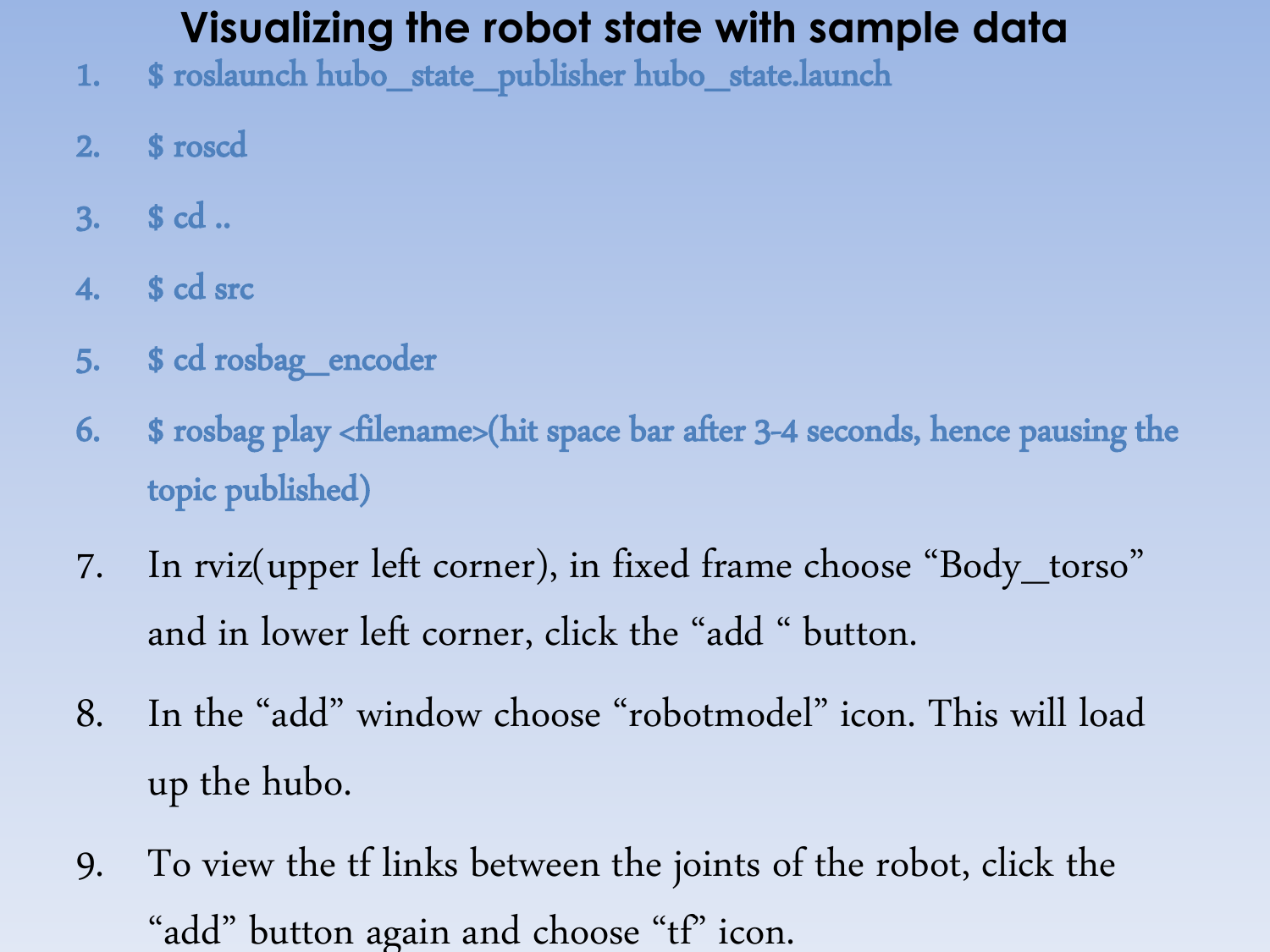# Visualizing the robot state with sample data

1. $ roslaunch hubo_state_publisher hubo_state.launch
2. $ roscd
3. $ cd ..
4. $ cd src
5. $ cd rosbag_encoder
6. $ rosbag play <filename>(hit space bar after 3-4 seconds, hence pausing the topic published)
7. In rviz(upper left corner), in fixed frame choose "Body_torso" and in lower left corner, click the "add " button.
8. In the "add" window choose "robotmodel" icon. This will load up the hubo.
9. To view the tf links between the joints of the robot, click the "add" button again and choose "tf" icon.